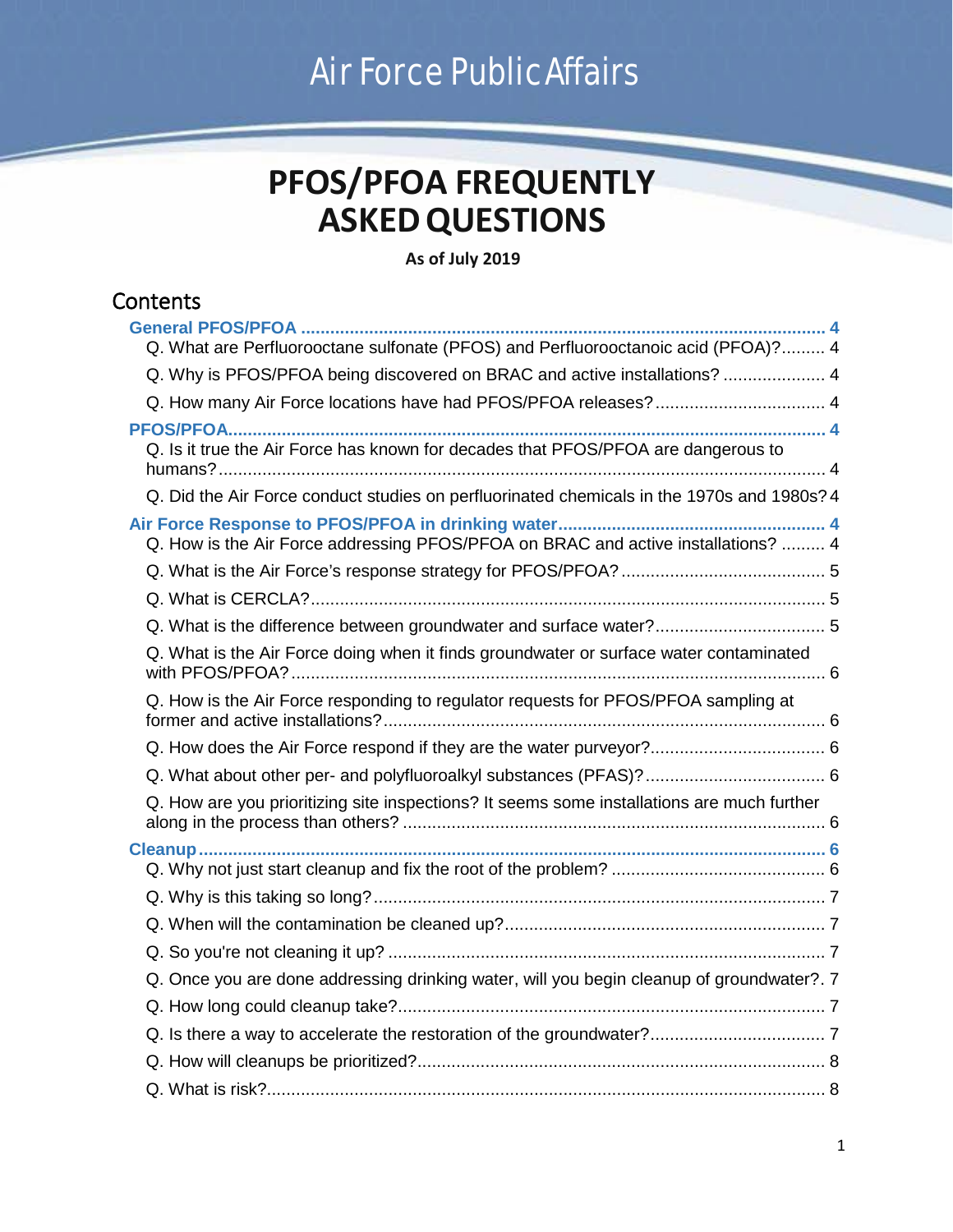Air Force Public Affairs

# PFOS/PFOA FREQUENTLY ASKED QUESTIONS

**As of July 2019**

## Contents

**General PFOS/PFOA .......... 4**

- Q. What are Perfluorooctane sulfonate (PFOS) and Perfluorooctanoic acid (PFOA)?......... 4
- Q. Why is PFOS/PFOA being discovered on BRAC and active installations? .......... 4
- Q. How many Air Force locations have had PFOS/PFOA releases?.......... 4

**PFOS/PFOA.......... 4**

- Q. Is it true the Air Force has known for decades that PFOS/PFOA are dangerous to humans?.......... 4
- Q. Did the Air Force conduct studies on perfluorinated chemicals in the 1970s and 1980s? 4

**Air Force Response to PFOS/PFOA in drinking water.......... 4**

- Q. How is the Air Force addressing PFOS/PFOA on BRAC and active installations? .......... 4
- Q. What is the Air Force's response strategy for PFOS/PFOA?.......... 5
- Q. What is CERCLA?.......... 5
- Q. What is the difference between groundwater and surface water?.......... 5
- Q. What is the Air Force doing when it finds groundwater or surface water contaminated with PFOS/PFOA?.......... 6
- Q. How is the Air Force responding to regulator requests for PFOS/PFOA sampling at former and active installations?.......... 6
- Q. How does the Air Force respond if they are the water purveyor?.......... 6
- Q. What about other per- and polyfluoroalkyl substances (PFAS)?.......... 6
- Q. How are you prioritizing site inspections? It seems some installations are much further along in the process than others? .......... 6

**Cleanup.......... 6**

- Q. Why not just start cleanup and fix the root of the problem? .......... 6
- Q. Why is this taking so long?.......... 7
- Q. When will the contamination be cleaned up?.......... 7
- Q. So you're not cleaning it up? .......... 7
- Q. Once you are done addressing drinking water, will you begin cleanup of groundwater?. 7
- Q. How long could cleanup take?.......... 7
- Q. Is there a way to accelerate the restoration of the groundwater?.......... 7
- Q. How will cleanups be prioritized?.......... 8
- Q. What is risk?.......... 8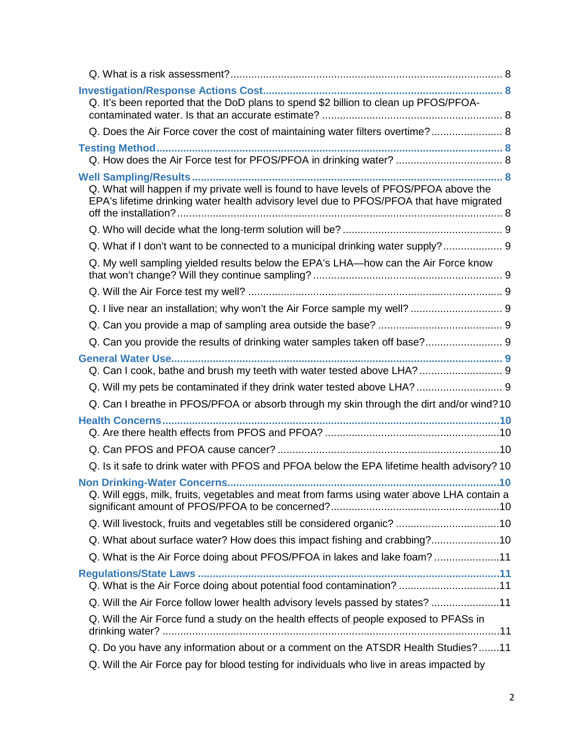Q. What is a risk assessment? 8

**Investigation/Response Actions Cost** 8

Q. It's been reported that the DoD plans to spend $2 billion to clean up PFOS/PFOA-contaminated water. Is that an accurate estimate? 8

Q. Does the Air Force cover the cost of maintaining water filters overtime? 8

**Testing Method** 8

Q. How does the Air Force test for PFOS/PFOA in drinking water? 8

**Well Sampling/Results** 8

Q. What will happen if my private well is found to have levels of PFOS/PFOA above the EPA's lifetime drinking water health advisory level due to PFOS/PFOA that have migrated off the installation? 8

Q. Who will decide what the long-term solution will be? 9

Q. What if I don't want to be connected to a municipal drinking water supply? 9

Q. My well sampling yielded results below the EPA's LHA—how can the Air Force know that won't change? Will they continue sampling? 9

Q. Will the Air Force test my well? 9

Q. I live near an installation; why won't the Air Force sample my well? 9

Q. Can you provide a map of sampling area outside the base? 9

Q. Can you provide the results of drinking water samples taken off base? 9

**General Water Use** 9

Q. Can I cook, bathe and brush my teeth with water tested above LHA? 9

Q. Will my pets be contaminated if they drink water tested above LHA? 9

Q. Can I breathe in PFOS/PFOA or absorb through my skin through the dirt and/or wind? 10

**Health Concerns** 10

Q. Are there health effects from PFOS and PFOA? 10

Q. Can PFOS and PFOA cause cancer? 10

Q. Is it safe to drink water with PFOS and PFOA below the EPA lifetime health advisory? 10

**Non Drinking-Water Concerns** 10

Q. Will eggs, milk, fruits, vegetables and meat from farms using water above LHA contain a significant amount of PFOS/PFOA to be concerned? 10

Q. Will livestock, fruits and vegetables still be considered organic? 10

Q. What about surface water? How does this impact fishing and crabbing? 10

Q. What is the Air Force doing about PFOS/PFOA in lakes and lake foam? 11

**Regulations/State Laws** 11

Q. What is the Air Force doing about potential food contamination? 11

Q. Will the Air Force follow lower health advisory levels passed by states? 11

Q. Will the Air Force fund a study on the health effects of people exposed to PFASs in drinking water? 11

Q. Do you have any information about or a comment on the ATSDR Health Studies? 11

Q. Will the Air Force pay for blood testing for individuals who live in areas impacted by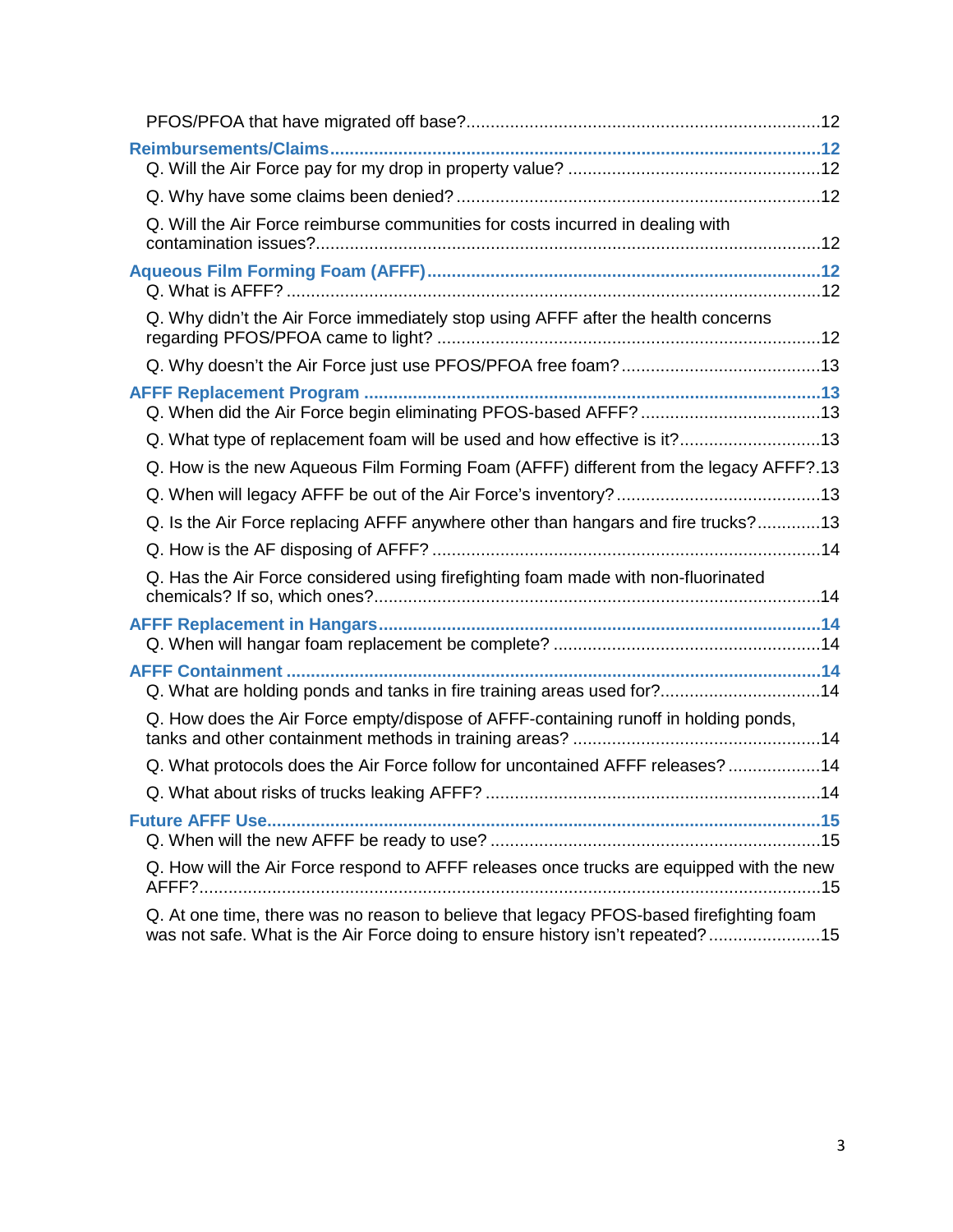PFOS/PFOA that have migrated off base? ........................................................................ 12

**Reimbursements/Claims** ................................................................................................. 12

Q. Will the Air Force pay for my drop in property value? .................................................. 12

Q. Why have some claims been denied? .......................................................................... 12

Q. Will the Air Force reimburse communities for costs incurred in dealing with contamination issues? ...................................................................................................... 12

**Aqueous Film Forming Foam (AFFF)** ................................................................................ 12

Q. What is AFFF? ............................................................................................................ 12

Q. Why didn't the Air Force immediately stop using AFFF after the health concerns regarding PFOS/PFOA came to light? .............................................................................. 12

Q. Why doesn't the Air Force just use PFOS/PFOA free foam? ........................................ 13

**AFFF Replacement Program** ........................................................................................... 13

Q. When did the Air Force begin eliminating PFOS-based AFFF? .................................... 13

Q. What type of replacement foam will be used and how effective is it? ............................ 13

Q. How is the new Aqueous Film Forming Foam (AFFF) different from the legacy AFFF? . 13

Q. When will legacy AFFF be out of the Air Force's inventory? ......................................... 13

Q. Is the Air Force replacing AFFF anywhere other than hangars and fire trucks? ............. 13

Q. How is the AF disposing of AFFF? ............................................................................... 14

Q. Has the Air Force considered using firefighting foam made with non-fluorinated chemicals? If so, which ones? ........................................................................................... 14

**AFFF Replacement in Hangars** ........................................................................................ 14

Q. When will hangar foam replacement be complete? ...................................................... 14

**AFFF Containment** ........................................................................................................... 14

Q. What are holding ponds and tanks in fire training areas used for? ................................ 14

Q. How does the Air Force empty/dispose of AFFF-containing runoff in holding ponds, tanks and other containment methods in training areas? ................................................... 14

Q. What protocols does the Air Force follow for uncontained AFFF releases? ................... 14

Q. What about risks of trucks leaking AFFF? .................................................................... 14

**Future AFFF Use** .............................................................................................................. 15

Q. When will the new AFFF be ready to use? .................................................................. 15

Q. How will the Air Force respond to AFFF releases once trucks are equipped with the new AFFF? ............................................................................................................................. 15

Q. At one time, there was no reason to believe that legacy PFOS-based firefighting foam was not safe. What is the Air Force doing to ensure history isn't repeated? ....................... 15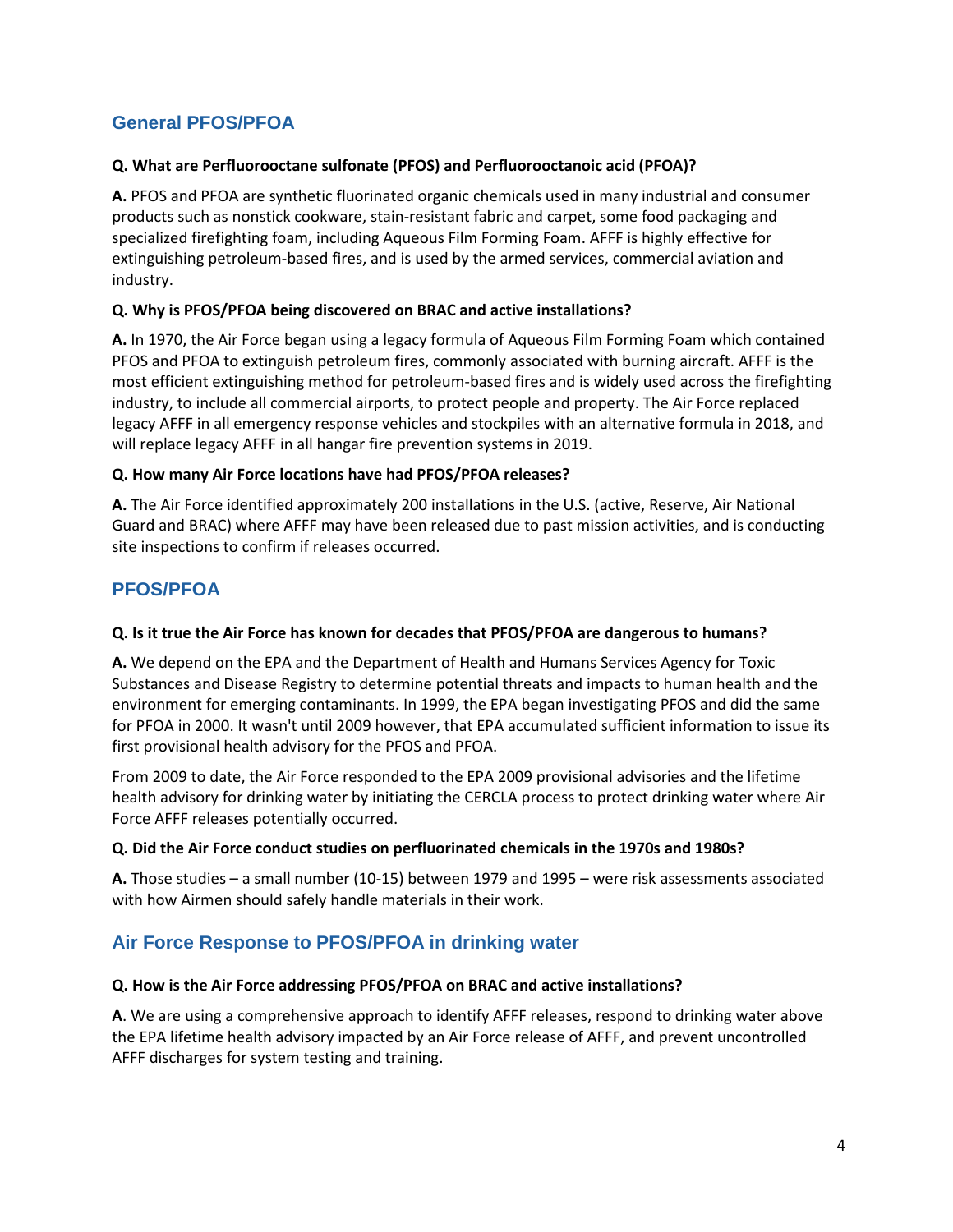## General PFOS/PFOA

**Q. What are Perfluorooctane sulfonate (PFOS) and Perfluorooctanoic acid (PFOA)?**

**A.** PFOS and PFOA are synthetic fluorinated organic chemicals used in many industrial and consumer products such as nonstick cookware, stain-resistant fabric and carpet, some food packaging and specialized firefighting foam, including Aqueous Film Forming Foam. AFFF is highly effective for extinguishing petroleum-based fires, and is used by the armed services, commercial aviation and industry.

**Q. Why is PFOS/PFOA being discovered on BRAC and active installations?**

**A.** In 1970, the Air Force began using a legacy formula of Aqueous Film Forming Foam which contained PFOS and PFOA to extinguish petroleum fires, commonly associated with burning aircraft. AFFF is the most efficient extinguishing method for petroleum-based fires and is widely used across the firefighting industry, to include all commercial airports, to protect people and property. The Air Force replaced legacy AFFF in all emergency response vehicles and stockpiles with an alternative formula in 2018, and will replace legacy AFFF in all hangar fire prevention systems in 2019.

**Q. How many Air Force locations have had PFOS/PFOA releases?**

**A.** The Air Force identified approximately 200 installations in the U.S. (active, Reserve, Air National Guard and BRAC) where AFFF may have been released due to past mission activities, and is conducting site inspections to confirm if releases occurred.

## PFOS/PFOA

**Q. Is it true the Air Force has known for decades that PFOS/PFOA are dangerous to humans?**

**A.** We depend on the EPA and the Department of Health and Humans Services Agency for Toxic Substances and Disease Registry to determine potential threats and impacts to human health and the environment for emerging contaminants. In 1999, the EPA began investigating PFOS and did the same for PFOA in 2000. It wasn't until 2009 however, that EPA accumulated sufficient information to issue its first provisional health advisory for the PFOS and PFOA.

From 2009 to date, the Air Force responded to the EPA 2009 provisional advisories and the lifetime health advisory for drinking water by initiating the CERCLA process to protect drinking water where Air Force AFFF releases potentially occurred.

**Q. Did the Air Force conduct studies on perfluorinated chemicals in the 1970s and 1980s?**

**A.** Those studies – a small number (10-15) between 1979 and 1995 – were risk assessments associated with how Airmen should safely handle materials in their work.

## Air Force Response to PFOS/PFOA in drinking water

**Q. How is the Air Force addressing PFOS/PFOA on BRAC and active installations?**

**A**. We are using a comprehensive approach to identify AFFF releases, respond to drinking water above the EPA lifetime health advisory impacted by an Air Force release of AFFF, and prevent uncontrolled AFFF discharges for system testing and training.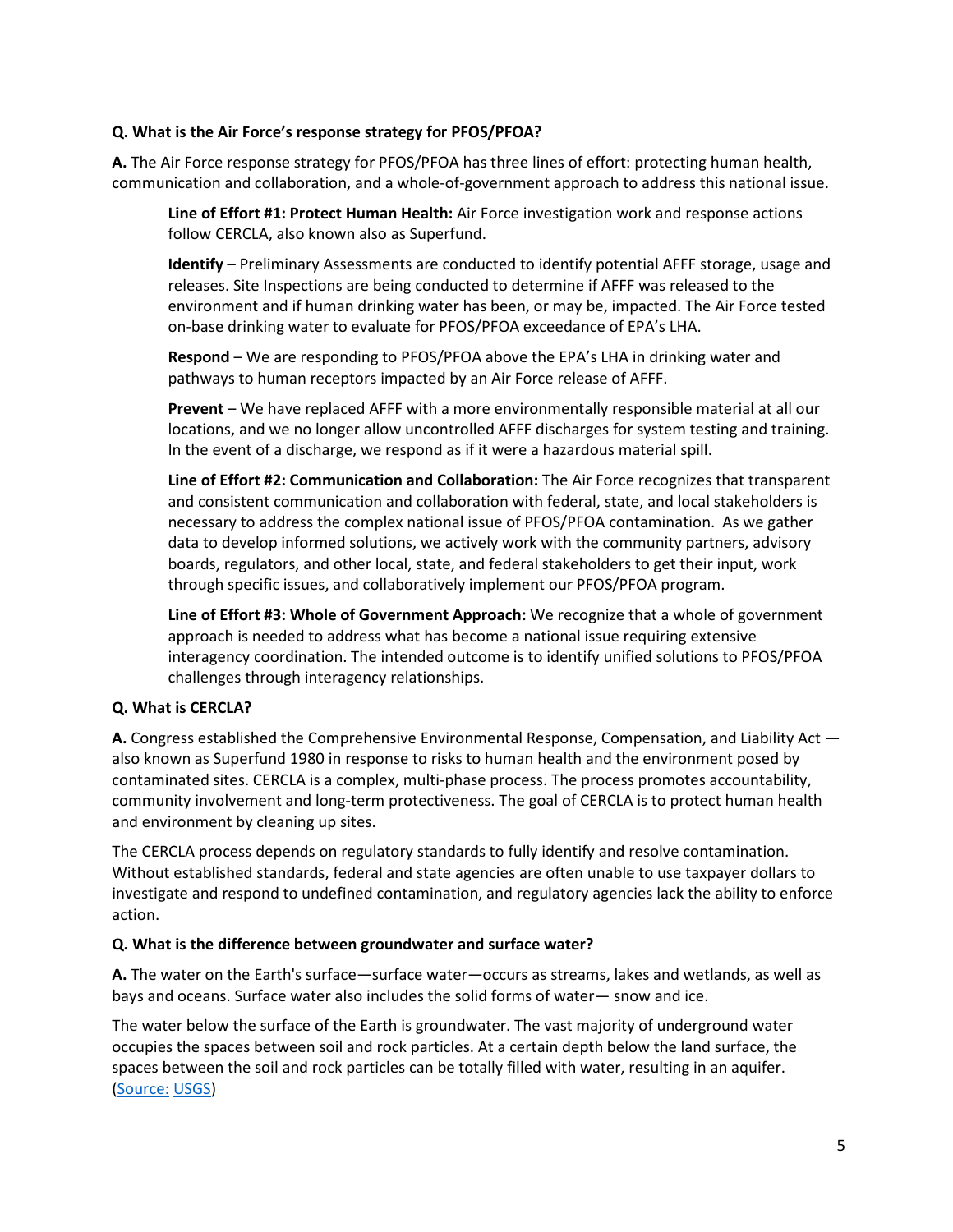**Q. What is the Air Force's response strategy for PFOS/PFOA?**

**A.** The Air Force response strategy for PFOS/PFOA has three lines of effort: protecting human health, communication and collaboration, and a whole-of-government approach to address this national issue.

> **Line of Effort #1: Protect Human Health:** Air Force investigation work and response actions follow CERCLA, also known also as Superfund.
>
> **Identify** – Preliminary Assessments are conducted to identify potential AFFF storage, usage and releases. Site Inspections are being conducted to determine if AFFF was released to the environment and if human drinking water has been, or may be, impacted. The Air Force tested on-base drinking water to evaluate for PFOS/PFOA exceedance of EPA's LHA.
>
> **Respond** – We are responding to PFOS/PFOA above the EPA's LHA in drinking water and pathways to human receptors impacted by an Air Force release of AFFF.
>
> **Prevent** – We have replaced AFFF with a more environmentally responsible material at all our locations, and we no longer allow uncontrolled AFFF discharges for system testing and training. In the event of a discharge, we respond as if it were a hazardous material spill.
>
> **Line of Effort #2: Communication and Collaboration:** The Air Force recognizes that transparent and consistent communication and collaboration with federal, state, and local stakeholders is necessary to address the complex national issue of PFOS/PFOA contamination. As we gather data to develop informed solutions, we actively work with the community partners, advisory boards, regulators, and other local, state, and federal stakeholders to get their input, work through specific issues, and collaboratively implement our PFOS/PFOA program.
>
> **Line of Effort #3: Whole of Government Approach:** We recognize that a whole of government approach is needed to address what has become a national issue requiring extensive interagency coordination. The intended outcome is to identify unified solutions to PFOS/PFOA challenges through interagency relationships.

**Q. What is CERCLA?**

**A.** Congress established the Comprehensive Environmental Response, Compensation, and Liability Act — also known as Superfund 1980 in response to risks to human health and the environment posed by contaminated sites. CERCLA is a complex, multi-phase process. The process promotes accountability, community involvement and long-term protectiveness. The goal of CERCLA is to protect human health and environment by cleaning up sites.

The CERCLA process depends on regulatory standards to fully identify and resolve contamination. Without established standards, federal and state agencies are often unable to use taxpayer dollars to investigate and respond to undefined contamination, and regulatory agencies lack the ability to enforce action.

**Q. What is the difference between groundwater and surface water?**

**A.** The water on the Earth's surface—surface water—occurs as streams, lakes and wetlands, as well as bays and oceans. Surface water also includes the solid forms of water— snow and ice.

The water below the surface of the Earth is groundwater. The vast majority of underground water occupies the spaces between soil and rock particles. At a certain depth below the land surface, the spaces between the soil and rock particles can be totally filled with water, resulting in an aquifer. (Source: USGS)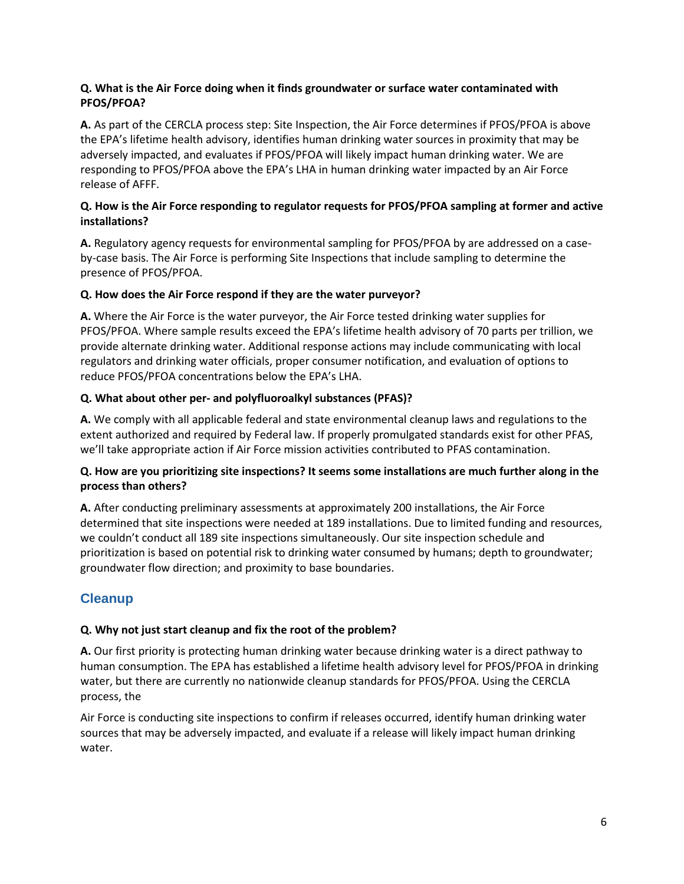**Q. What is the Air Force doing when it finds groundwater or surface water contaminated with PFOS/PFOA?**

**A.** As part of the CERCLA process step: Site Inspection, the Air Force determines if PFOS/PFOA is above the EPA's lifetime health advisory, identifies human drinking water sources in proximity that may be adversely impacted, and evaluates if PFOS/PFOA will likely impact human drinking water. We are responding to PFOS/PFOA above the EPA's LHA in human drinking water impacted by an Air Force release of AFFF.

**Q. How is the Air Force responding to regulator requests for PFOS/PFOA sampling at former and active installations?**

**A.** Regulatory agency requests for environmental sampling for PFOS/PFOA by are addressed on a case-by-case basis. The Air Force is performing Site Inspections that include sampling to determine the presence of PFOS/PFOA.

**Q. How does the Air Force respond if they are the water purveyor?**

**A.** Where the Air Force is the water purveyor, the Air Force tested drinking water supplies for PFOS/PFOA. Where sample results exceed the EPA's lifetime health advisory of 70 parts per trillion, we provide alternate drinking water. Additional response actions may include communicating with local regulators and drinking water officials, proper consumer notification, and evaluation of options to reduce PFOS/PFOA concentrations below the EPA's LHA.

**Q. What about other per- and polyfluoroalkyl substances (PFAS)?**

**A.** We comply with all applicable federal and state environmental cleanup laws and regulations to the extent authorized and required by Federal law. If properly promulgated standards exist for other PFAS, we'll take appropriate action if Air Force mission activities contributed to PFAS contamination.

**Q. How are you prioritizing site inspections? It seems some installations are much further along in the process than others?**

**A.** After conducting preliminary assessments at approximately 200 installations, the Air Force determined that site inspections were needed at 189 installations. Due to limited funding and resources, we couldn't conduct all 189 site inspections simultaneously. Our site inspection schedule and prioritization is based on potential risk to drinking water consumed by humans; depth to groundwater; groundwater flow direction; and proximity to base boundaries.

## Cleanup

**Q. Why not just start cleanup and fix the root of the problem?**

**A.** Our first priority is protecting human drinking water because drinking water is a direct pathway to human consumption. The EPA has established a lifetime health advisory level for PFOS/PFOA in drinking water, but there are currently no nationwide cleanup standards for PFOS/PFOA. Using the CERCLA process, the

Air Force is conducting site inspections to confirm if releases occurred, identify human drinking water sources that may be adversely impacted, and evaluate if a release will likely impact human drinking water.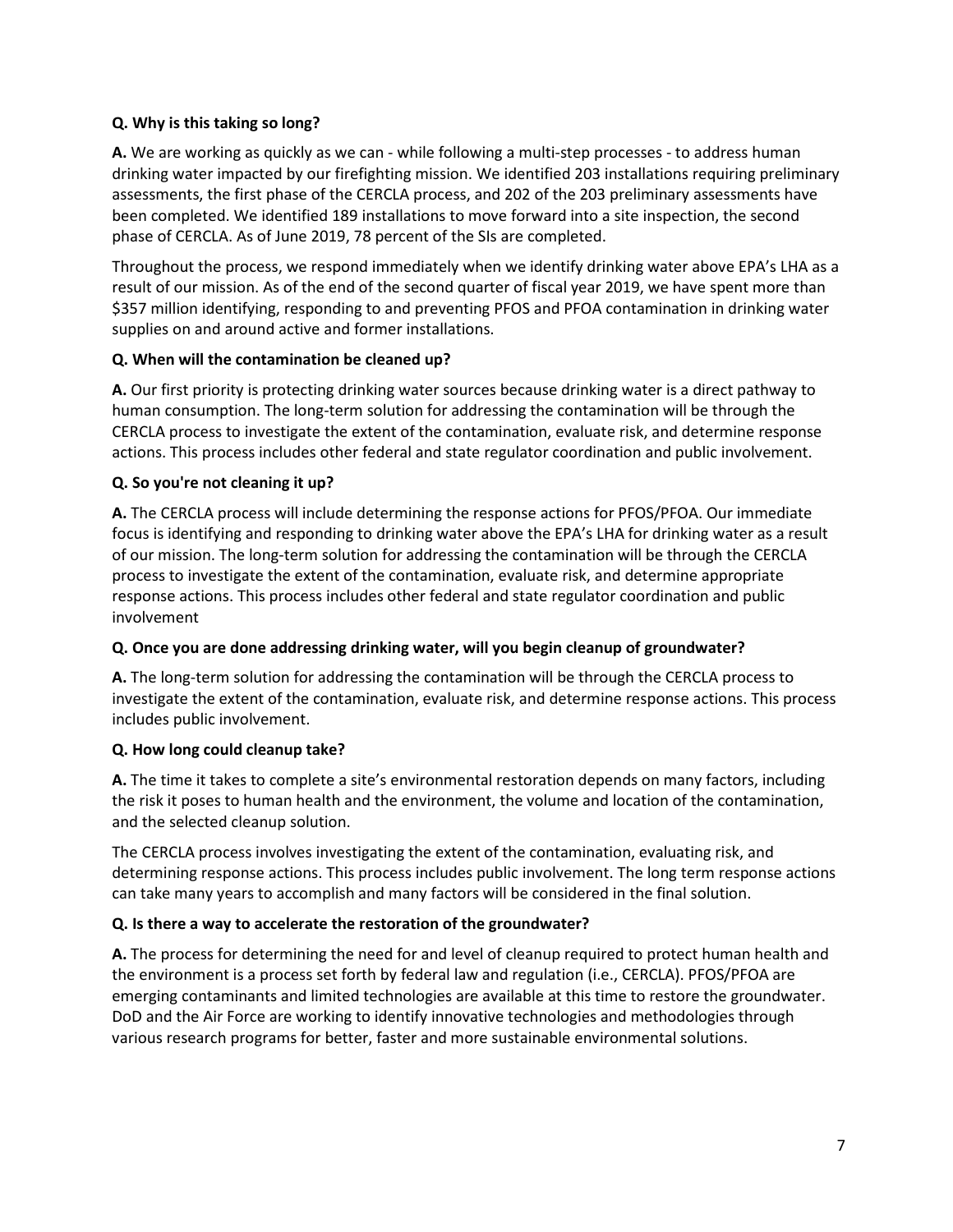**Q. Why is this taking so long?**

**A.** We are working as quickly as we can - while following a multi-step processes - to address human drinking water impacted by our firefighting mission. We identified 203 installations requiring preliminary assessments, the first phase of the CERCLA process, and 202 of the 203 preliminary assessments have been completed. We identified 189 installations to move forward into a site inspection, the second phase of CERCLA. As of June 2019, 78 percent of the SIs are completed.

Throughout the process, we respond immediately when we identify drinking water above EPA's LHA as a result of our mission. As of the end of the second quarter of fiscal year 2019, we have spent more than $357 million identifying, responding to and preventing PFOS and PFOA contamination in drinking water supplies on and around active and former installations.

**Q. When will the contamination be cleaned up?**

**A.** Our first priority is protecting drinking water sources because drinking water is a direct pathway to human consumption. The long-term solution for addressing the contamination will be through the CERCLA process to investigate the extent of the contamination, evaluate risk, and determine response actions. This process includes other federal and state regulator coordination and public involvement.

**Q. So you're not cleaning it up?**

**A.** The CERCLA process will include determining the response actions for PFOS/PFOA. Our immediate focus is identifying and responding to drinking water above the EPA's LHA for drinking water as a result of our mission. The long-term solution for addressing the contamination will be through the CERCLA process to investigate the extent of the contamination, evaluate risk, and determine appropriate response actions. This process includes other federal and state regulator coordination and public involvement

**Q. Once you are done addressing drinking water, will you begin cleanup of groundwater?**

**A.** The long-term solution for addressing the contamination will be through the CERCLA process to investigate the extent of the contamination, evaluate risk, and determine response actions. This process includes public involvement.

**Q. How long could cleanup take?**

**A.** The time it takes to complete a site's environmental restoration depends on many factors, including the risk it poses to human health and the environment, the volume and location of the contamination, and the selected cleanup solution.

The CERCLA process involves investigating the extent of the contamination, evaluating risk, and determining response actions. This process includes public involvement. The long term response actions can take many years to accomplish and many factors will be considered in the final solution.

**Q. Is there a way to accelerate the restoration of the groundwater?**

**A.** The process for determining the need for and level of cleanup required to protect human health and the environment is a process set forth by federal law and regulation (i.e., CERCLA). PFOS/PFOA are emerging contaminants and limited technologies are available at this time to restore the groundwater. DoD and the Air Force are working to identify innovative technologies and methodologies through various research programs for better, faster and more sustainable environmental solutions.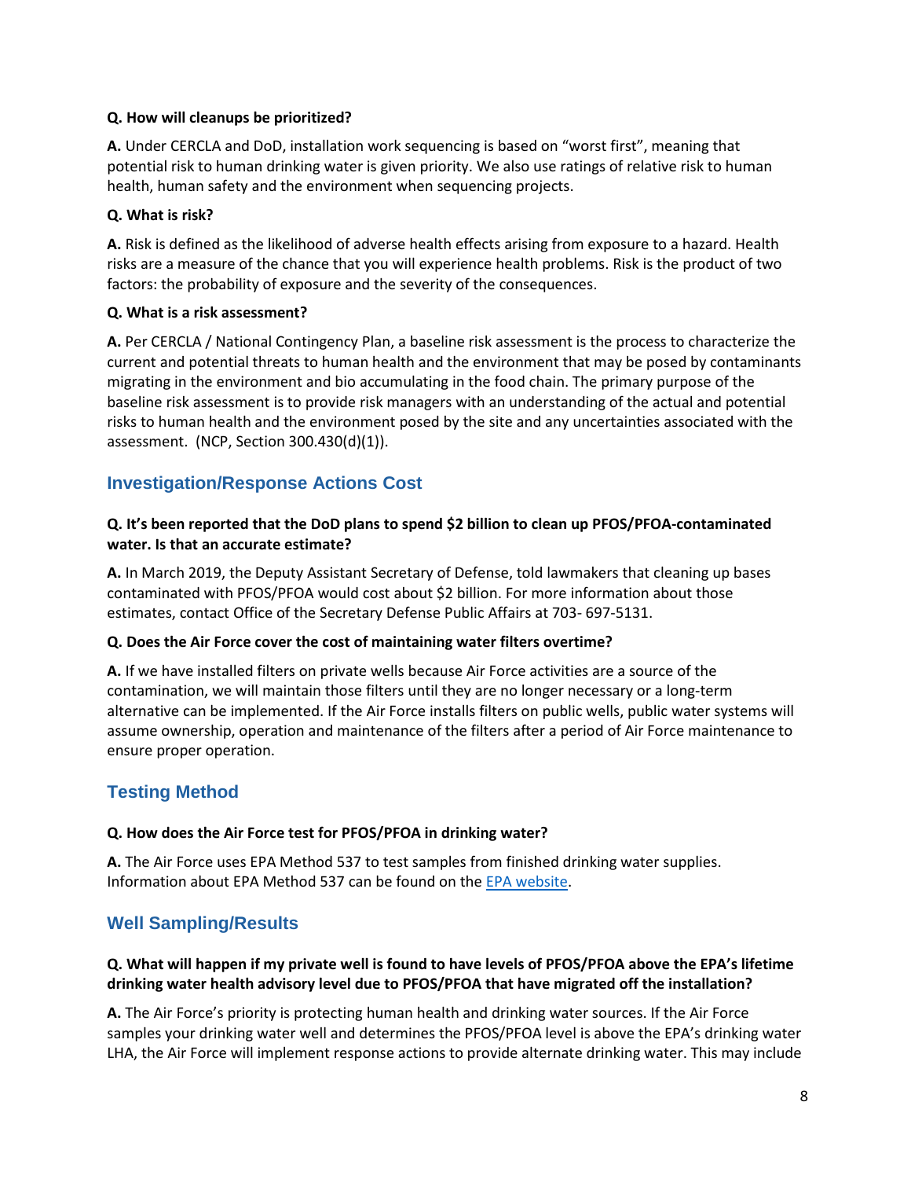**Q. How will cleanups be prioritized?**

**A.** Under CERCLA and DoD, installation work sequencing is based on "worst first", meaning that potential risk to human drinking water is given priority. We also use ratings of relative risk to human health, human safety and the environment when sequencing projects.

**Q. What is risk?**

**A.** Risk is defined as the likelihood of adverse health effects arising from exposure to a hazard. Health risks are a measure of the chance that you will experience health problems. Risk is the product of two factors: the probability of exposure and the severity of the consequences.

**Q. What is a risk assessment?**

**A.** Per CERCLA / National Contingency Plan, a baseline risk assessment is the process to characterize the current and potential threats to human health and the environment that may be posed by contaminants migrating in the environment and bio accumulating in the food chain. The primary purpose of the baseline risk assessment is to provide risk managers with an understanding of the actual and potential risks to human health and the environment posed by the site and any uncertainties associated with the assessment. (NCP, Section 300.430(d)(1)).

## Investigation/Response Actions Cost

**Q. It's been reported that the DoD plans to spend $2 billion to clean up PFOS/PFOA-contaminated water. Is that an accurate estimate?**

**A.** In March 2019, the Deputy Assistant Secretary of Defense, told lawmakers that cleaning up bases contaminated with PFOS/PFOA would cost about $2 billion. For more information about those estimates, contact Office of the Secretary Defense Public Affairs at 703- 697-5131.

**Q. Does the Air Force cover the cost of maintaining water filters overtime?**

**A.** If we have installed filters on private wells because Air Force activities are a source of the contamination, we will maintain those filters until they are no longer necessary or a long-term alternative can be implemented. If the Air Force installs filters on public wells, public water systems will assume ownership, operation and maintenance of the filters after a period of Air Force maintenance to ensure proper operation.

## Testing Method

**Q. How does the Air Force test for PFOS/PFOA in drinking water?**

**A.** The Air Force uses EPA Method 537 to test samples from finished drinking water supplies. Information about EPA Method 537 can be found on the EPA website.

## Well Sampling/Results

**Q. What will happen if my private well is found to have levels of PFOS/PFOA above the EPA's lifetime drinking water health advisory level due to PFOS/PFOA that have migrated off the installation?**

**A.** The Air Force's priority is protecting human health and drinking water sources. If the Air Force samples your drinking water well and determines the PFOS/PFOA level is above the EPA's drinking water LHA, the Air Force will implement response actions to provide alternate drinking water. This may include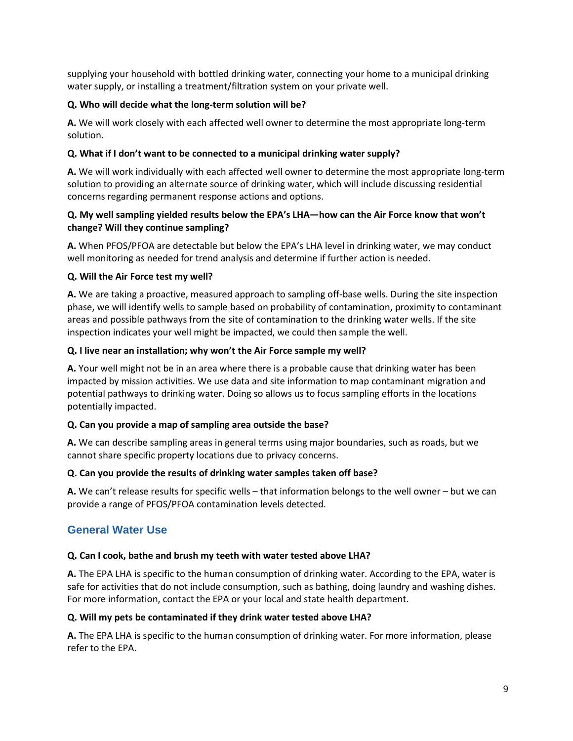supplying your household with bottled drinking water, connecting your home to a municipal drinking water supply, or installing a treatment/filtration system on your private well.

**Q. Who will decide what the long-term solution will be?**

**A.** We will work closely with each affected well owner to determine the most appropriate long-term solution.

**Q. What if I don't want to be connected to a municipal drinking water supply?**

**A.** We will work individually with each affected well owner to determine the most appropriate long-term solution to providing an alternate source of drinking water, which will include discussing residential concerns regarding permanent response actions and options.

**Q. My well sampling yielded results below the EPA's LHA—how can the Air Force know that won't change? Will they continue sampling?**

**A.** When PFOS/PFOA are detectable but below the EPA's LHA level in drinking water, we may conduct well monitoring as needed for trend analysis and determine if further action is needed.

**Q. Will the Air Force test my well?**

**A.** We are taking a proactive, measured approach to sampling off-base wells. During the site inspection phase, we will identify wells to sample based on probability of contamination, proximity to contaminant areas and possible pathways from the site of contamination to the drinking water wells. If the site inspection indicates your well might be impacted, we could then sample the well.

**Q. I live near an installation; why won't the Air Force sample my well?**

**A.** Your well might not be in an area where there is a probable cause that drinking water has been impacted by mission activities. We use data and site information to map contaminant migration and potential pathways to drinking water. Doing so allows us to focus sampling efforts in the locations potentially impacted.

**Q. Can you provide a map of sampling area outside the base?**

**A.** We can describe sampling areas in general terms using major boundaries, such as roads, but we cannot share specific property locations due to privacy concerns.

**Q. Can you provide the results of drinking water samples taken off base?**

**A.** We can't release results for specific wells – that information belongs to the well owner – but we can provide a range of PFOS/PFOA contamination levels detected.

## General Water Use

**Q. Can I cook, bathe and brush my teeth with water tested above LHA?**

**A.** The EPA LHA is specific to the human consumption of drinking water. According to the EPA, water is safe for activities that do not include consumption, such as bathing, doing laundry and washing dishes. For more information, contact the EPA or your local and state health department.

**Q. Will my pets be contaminated if they drink water tested above LHA?**

**A.** The EPA LHA is specific to the human consumption of drinking water. For more information, please refer to the EPA.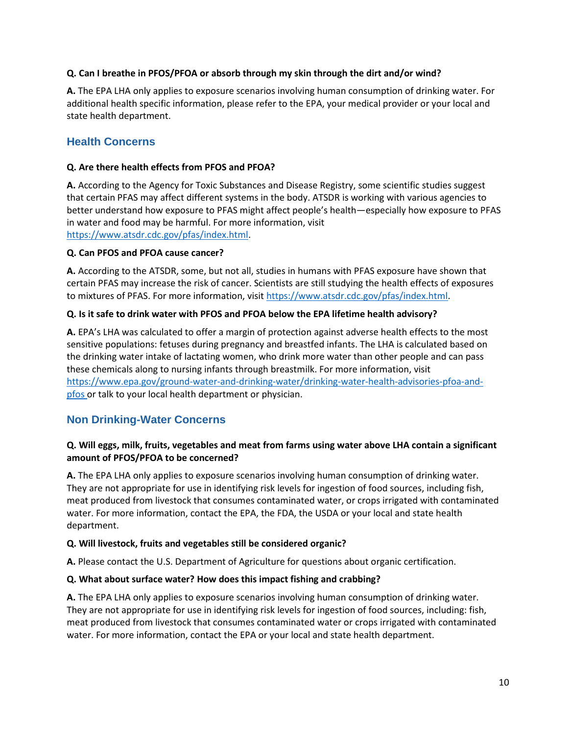**Q. Can I breathe in PFOS/PFOA or absorb through my skin through the dirt and/or wind?**

**A.** The EPA LHA only applies to exposure scenarios involving human consumption of drinking water. For additional health specific information, please refer to the EPA, your medical provider or your local and state health department.

## Health Concerns

**Q. Are there health effects from PFOS and PFOA?**

**A.** According to the Agency for Toxic Substances and Disease Registry, some scientific studies suggest that certain PFAS may affect different systems in the body. ATSDR is working with various agencies to better understand how exposure to PFAS might affect people's health—especially how exposure to PFAS in water and food may be harmful. For more information, visit [https://www.atsdr.cdc.gov/pfas/index.html](https://www.atsdr.cdc.gov/pfas/index.html).

**Q. Can PFOS and PFOA cause cancer?**

**A.** According to the ATSDR, some, but not all, studies in humans with PFAS exposure have shown that certain PFAS may increase the risk of cancer. Scientists are still studying the health effects of exposures to mixtures of PFAS. For more information, visit [https://www.atsdr.cdc.gov/pfas/index.html](https://www.atsdr.cdc.gov/pfas/index.html).

**Q. Is it safe to drink water with PFOS and PFOA below the EPA lifetime health advisory?**

**A.** EPA's LHA was calculated to offer a margin of protection against adverse health effects to the most sensitive populations: fetuses during pregnancy and breastfed infants. The LHA is calculated based on the drinking water intake of lactating women, who drink more water than other people and can pass these chemicals along to nursing infants through breastmilk. For more information, visit [https://www.epa.gov/ground-water-and-drinking-water/drinking-water-health-advisories-pfoa-and-pfos](https://www.epa.gov/ground-water-and-drinking-water/drinking-water-health-advisories-pfoa-and-pfos) or talk to your local health department or physician.

## Non Drinking-Water Concerns

**Q. Will eggs, milk, fruits, vegetables and meat from farms using water above LHA contain a significant amount of PFOS/PFOA to be concerned?**

**A.** The EPA LHA only applies to exposure scenarios involving human consumption of drinking water. They are not appropriate for use in identifying risk levels for ingestion of food sources, including fish, meat produced from livestock that consumes contaminated water, or crops irrigated with contaminated water. For more information, contact the EPA, the FDA, the USDA or your local and state health department.

**Q. Will livestock, fruits and vegetables still be considered organic?**

**A.** Please contact the U.S. Department of Agriculture for questions about organic certification.

**Q. What about surface water? How does this impact fishing and crabbing?**

**A.** The EPA LHA only applies to exposure scenarios involving human consumption of drinking water. They are not appropriate for use in identifying risk levels for ingestion of food sources, including: fish, meat produced from livestock that consumes contaminated water or crops irrigated with contaminated water. For more information, contact the EPA or your local and state health department.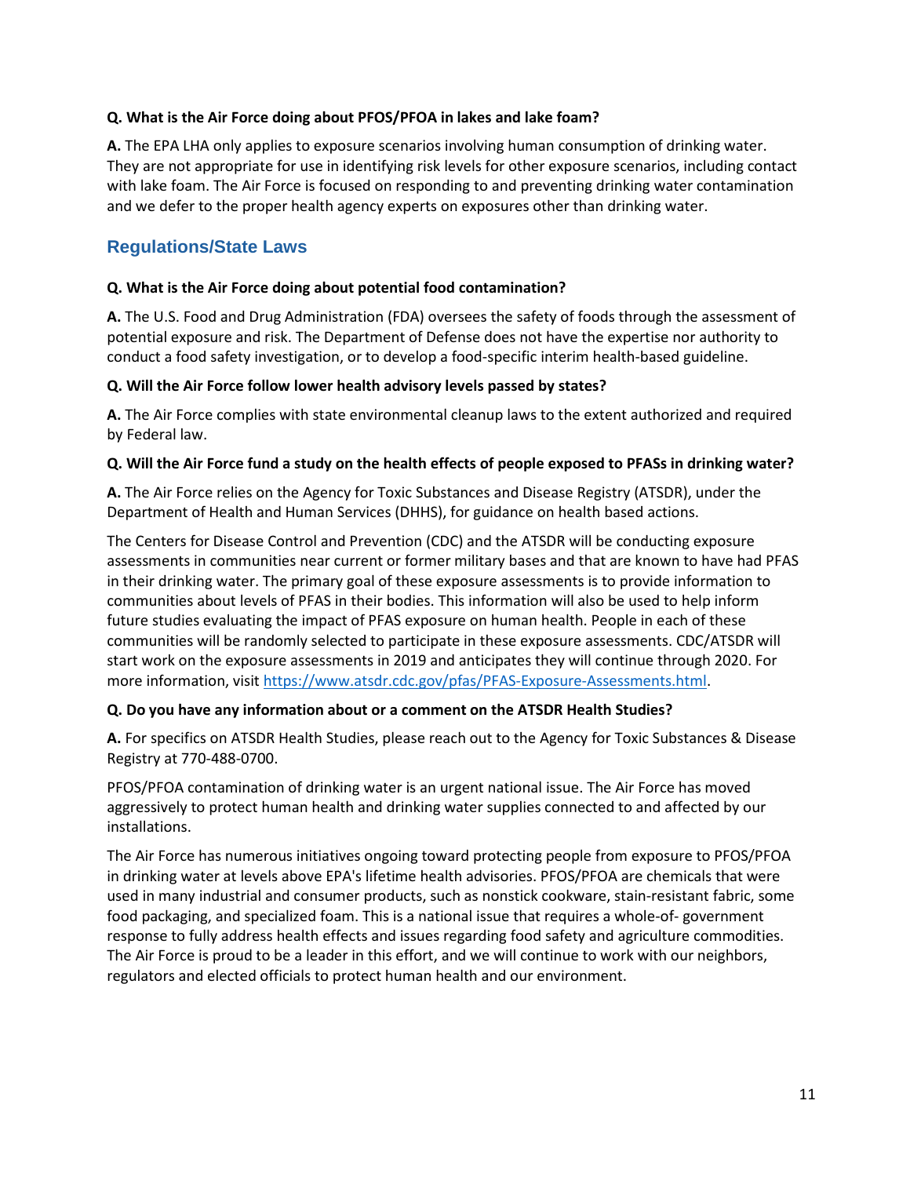**Q. What is the Air Force doing about PFOS/PFOA in lakes and lake foam?**

**A.** The EPA LHA only applies to exposure scenarios involving human consumption of drinking water. They are not appropriate for use in identifying risk levels for other exposure scenarios, including contact with lake foam. The Air Force is focused on responding to and preventing drinking water contamination and we defer to the proper health agency experts on exposures other than drinking water.

## Regulations/State Laws

**Q. What is the Air Force doing about potential food contamination?**

**A.** The U.S. Food and Drug Administration (FDA) oversees the safety of foods through the assessment of potential exposure and risk. The Department of Defense does not have the expertise nor authority to conduct a food safety investigation, or to develop a food-specific interim health-based guideline.

**Q. Will the Air Force follow lower health advisory levels passed by states?**

**A.** The Air Force complies with state environmental cleanup laws to the extent authorized and required by Federal law.

**Q. Will the Air Force fund a study on the health effects of people exposed to PFASs in drinking water?**

**A.** The Air Force relies on the Agency for Toxic Substances and Disease Registry (ATSDR), under the Department of Health and Human Services (DHHS), for guidance on health based actions.

The Centers for Disease Control and Prevention (CDC) and the ATSDR will be conducting exposure assessments in communities near current or former military bases and that are known to have had PFAS in their drinking water. The primary goal of these exposure assessments is to provide information to communities about levels of PFAS in their bodies. This information will also be used to help inform future studies evaluating the impact of PFAS exposure on human health. People in each of these communities will be randomly selected to participate in these exposure assessments. CDC/ATSDR will start work on the exposure assessments in 2019 and anticipates they will continue through 2020. For more information, visit https://www.atsdr.cdc.gov/pfas/PFAS-Exposure-Assessments.html.

**Q. Do you have any information about or a comment on the ATSDR Health Studies?**

**A.** For specifics on ATSDR Health Studies, please reach out to the Agency for Toxic Substances & Disease Registry at 770-488-0700.

PFOS/PFOA contamination of drinking water is an urgent national issue. The Air Force has moved aggressively to protect human health and drinking water supplies connected to and affected by our installations.

The Air Force has numerous initiatives ongoing toward protecting people from exposure to PFOS/PFOA in drinking water at levels above EPA's lifetime health advisories. PFOS/PFOA are chemicals that were used in many industrial and consumer products, such as nonstick cookware, stain-resistant fabric, some food packaging, and specialized foam. This is a national issue that requires a whole-of- government response to fully address health effects and issues regarding food safety and agriculture commodities. The Air Force is proud to be a leader in this effort, and we will continue to work with our neighbors, regulators and elected officials to protect human health and our environment.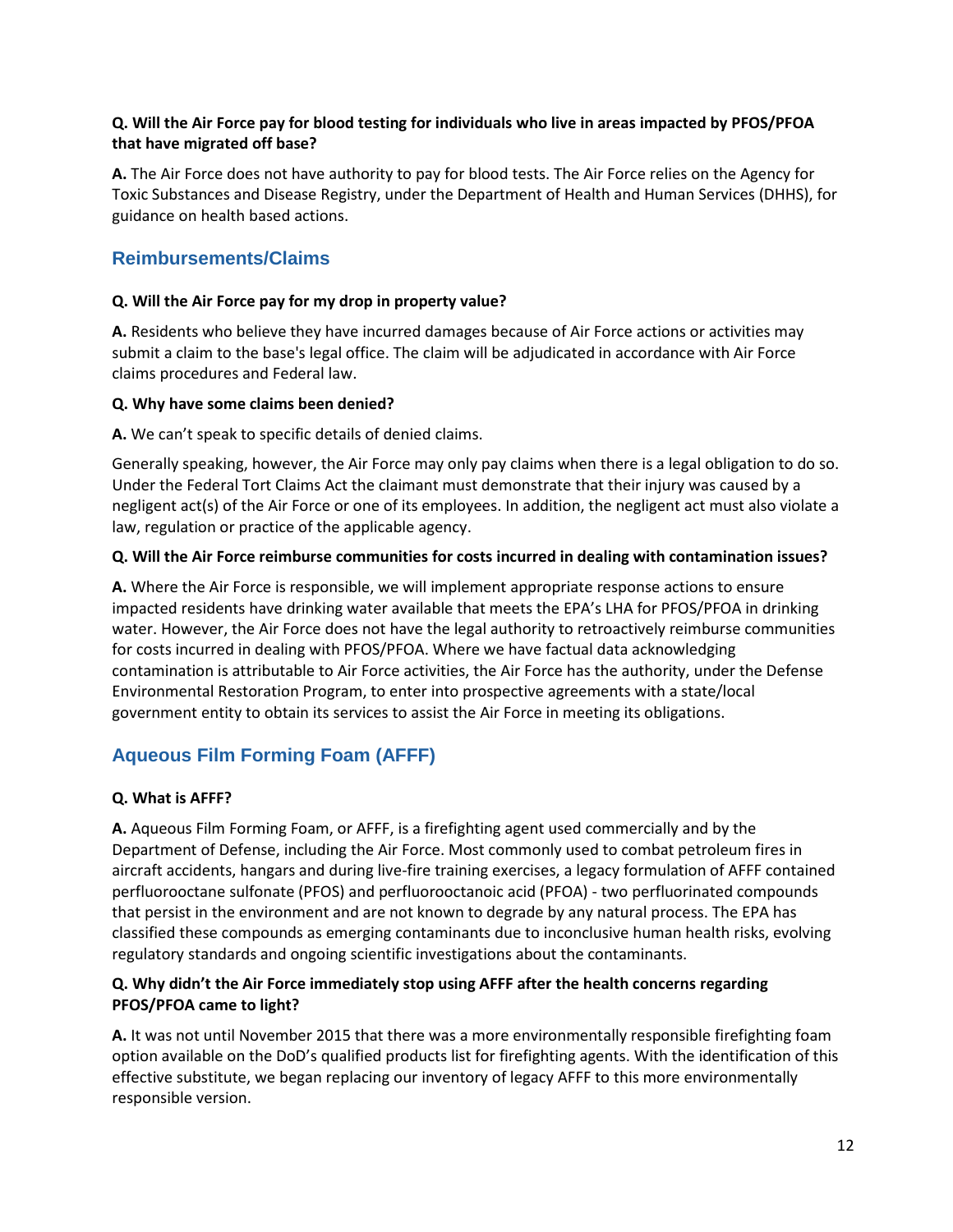**Q. Will the Air Force pay for blood testing for individuals who live in areas impacted by PFOS/PFOA that have migrated off base?**

**A.** The Air Force does not have authority to pay for blood tests. The Air Force relies on the Agency for Toxic Substances and Disease Registry, under the Department of Health and Human Services (DHHS), for guidance on health based actions.

## Reimbursements/Claims

**Q. Will the Air Force pay for my drop in property value?**

**A.** Residents who believe they have incurred damages because of Air Force actions or activities may submit a claim to the base's legal office. The claim will be adjudicated in accordance with Air Force claims procedures and Federal law.

**Q. Why have some claims been denied?**

**A.** We can't speak to specific details of denied claims.

Generally speaking, however, the Air Force may only pay claims when there is a legal obligation to do so. Under the Federal Tort Claims Act the claimant must demonstrate that their injury was caused by a negligent act(s) of the Air Force or one of its employees. In addition, the negligent act must also violate a law, regulation or practice of the applicable agency.

**Q. Will the Air Force reimburse communities for costs incurred in dealing with contamination issues?**

**A.** Where the Air Force is responsible, we will implement appropriate response actions to ensure impacted residents have drinking water available that meets the EPA's LHA for PFOS/PFOA in drinking water. However, the Air Force does not have the legal authority to retroactively reimburse communities for costs incurred in dealing with PFOS/PFOA. Where we have factual data acknowledging contamination is attributable to Air Force activities, the Air Force has the authority, under the Defense Environmental Restoration Program, to enter into prospective agreements with a state/local government entity to obtain its services to assist the Air Force in meeting its obligations.

## Aqueous Film Forming Foam (AFFF)

**Q. What is AFFF?**

**A.** Aqueous Film Forming Foam, or AFFF, is a firefighting agent used commercially and by the Department of Defense, including the Air Force. Most commonly used to combat petroleum fires in aircraft accidents, hangars and during live-fire training exercises, a legacy formulation of AFFF contained perfluorooctane sulfonate (PFOS) and perfluorooctanoic acid (PFOA) - two perfluorinated compounds that persist in the environment and are not known to degrade by any natural process. The EPA has classified these compounds as emerging contaminants due to inconclusive human health risks, evolving regulatory standards and ongoing scientific investigations about the contaminants.

**Q. Why didn't the Air Force immediately stop using AFFF after the health concerns regarding PFOS/PFOA came to light?**

**A.** It was not until November 2015 that there was a more environmentally responsible firefighting foam option available on the DoD's qualified products list for firefighting agents. With the identification of this effective substitute, we began replacing our inventory of legacy AFFF to this more environmentally responsible version.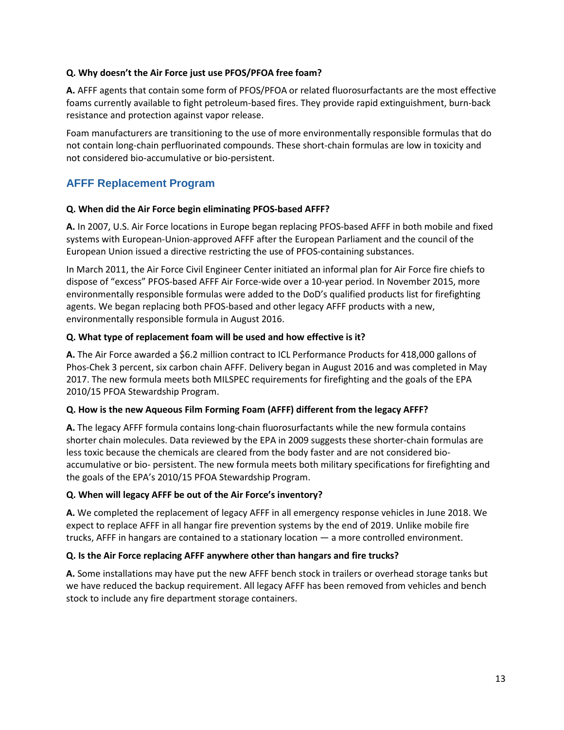**Q. Why doesn't the Air Force just use PFOS/PFOA free foam?**

**A.** AFFF agents that contain some form of PFOS/PFOA or related fluorosurfactants are the most effective foams currently available to fight petroleum-based fires. They provide rapid extinguishment, burn-back resistance and protection against vapor release.

Foam manufacturers are transitioning to the use of more environmentally responsible formulas that do not contain long-chain perfluorinated compounds. These short-chain formulas are low in toxicity and not considered bio-accumulative or bio-persistent.

## AFFF Replacement Program

**Q. When did the Air Force begin eliminating PFOS-based AFFF?**

**A.** In 2007, U.S. Air Force locations in Europe began replacing PFOS-based AFFF in both mobile and fixed systems with European-Union-approved AFFF after the European Parliament and the council of the European Union issued a directive restricting the use of PFOS-containing substances.

In March 2011, the Air Force Civil Engineer Center initiated an informal plan for Air Force fire chiefs to dispose of "excess" PFOS-based AFFF Air Force-wide over a 10-year period. In November 2015, more environmentally responsible formulas were added to the DoD's qualified products list for firefighting agents. We began replacing both PFOS-based and other legacy AFFF products with a new, environmentally responsible formula in August 2016.

**Q. What type of replacement foam will be used and how effective is it?**

**A.** The Air Force awarded a $6.2 million contract to ICL Performance Products for 418,000 gallons of Phos-Chek 3 percent, six carbon chain AFFF. Delivery began in August 2016 and was completed in May 2017. The new formula meets both MILSPEC requirements for firefighting and the goals of the EPA 2010/15 PFOA Stewardship Program.

**Q. How is the new Aqueous Film Forming Foam (AFFF) different from the legacy AFFF?**

**A.** The legacy AFFF formula contains long-chain fluorosurfactants while the new formula contains shorter chain molecules. Data reviewed by the EPA in 2009 suggests these shorter-chain formulas are less toxic because the chemicals are cleared from the body faster and are not considered bio-accumulative or bio- persistent. The new formula meets both military specifications for firefighting and the goals of the EPA's 2010/15 PFOA Stewardship Program.

**Q. When will legacy AFFF be out of the Air Force's inventory?**

**A.** We completed the replacement of legacy AFFF in all emergency response vehicles in June 2018. We expect to replace AFFF in all hangar fire prevention systems by the end of 2019. Unlike mobile fire trucks, AFFF in hangars are contained to a stationary location — a more controlled environment.

**Q. Is the Air Force replacing AFFF anywhere other than hangars and fire trucks?**

**A.** Some installations may have put the new AFFF bench stock in trailers or overhead storage tanks but we have reduced the backup requirement. All legacy AFFF has been removed from vehicles and bench stock to include any fire department storage containers.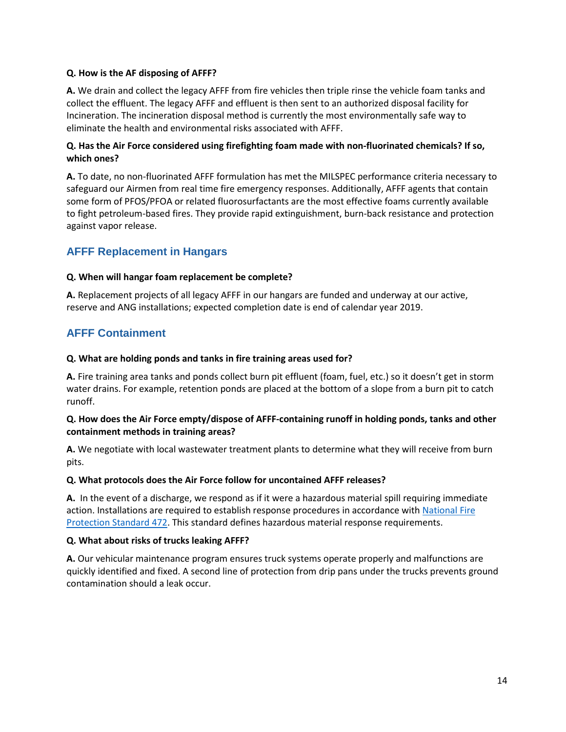**Q. How is the AF disposing of AFFF?**

**A.** We drain and collect the legacy AFFF from fire vehicles then triple rinse the vehicle foam tanks and collect the effluent. The legacy AFFF and effluent is then sent to an authorized disposal facility for Incineration. The incineration disposal method is currently the most environmentally safe way to eliminate the health and environmental risks associated with AFFF.

**Q. Has the Air Force considered using firefighting foam made with non-fluorinated chemicals? If so, which ones?**

**A.** To date, no non-fluorinated AFFF formulation has met the MILSPEC performance criteria necessary to safeguard our Airmen from real time fire emergency responses. Additionally, AFFF agents that contain some form of PFOS/PFOA or related fluorosurfactants are the most effective foams currently available to fight petroleum-based fires. They provide rapid extinguishment, burn-back resistance and protection against vapor release.

## AFFF Replacement in Hangars

**Q. When will hangar foam replacement be complete?**

**A.** Replacement projects of all legacy AFFF in our hangars are funded and underway at our active, reserve and ANG installations; expected completion date is end of calendar year 2019.

## AFFF Containment

**Q. What are holding ponds and tanks in fire training areas used for?**

**A.** Fire training area tanks and ponds collect burn pit effluent (foam, fuel, etc.) so it doesn't get in storm water drains. For example, retention ponds are placed at the bottom of a slope from a burn pit to catch runoff.

**Q. How does the Air Force empty/dispose of AFFF-containing runoff in holding ponds, tanks and other containment methods in training areas?**

**A.** We negotiate with local wastewater treatment plants to determine what they will receive from burn pits.

**Q. What protocols does the Air Force follow for uncontained AFFF releases?**

**A.** In the event of a discharge, we respond as if it were a hazardous material spill requiring immediate action. Installations are required to establish response procedures in accordance with National Fire Protection Standard 472. This standard defines hazardous material response requirements.

**Q. What about risks of trucks leaking AFFF?**

**A.** Our vehicular maintenance program ensures truck systems operate properly and malfunctions are quickly identified and fixed. A second line of protection from drip pans under the trucks prevents ground contamination should a leak occur.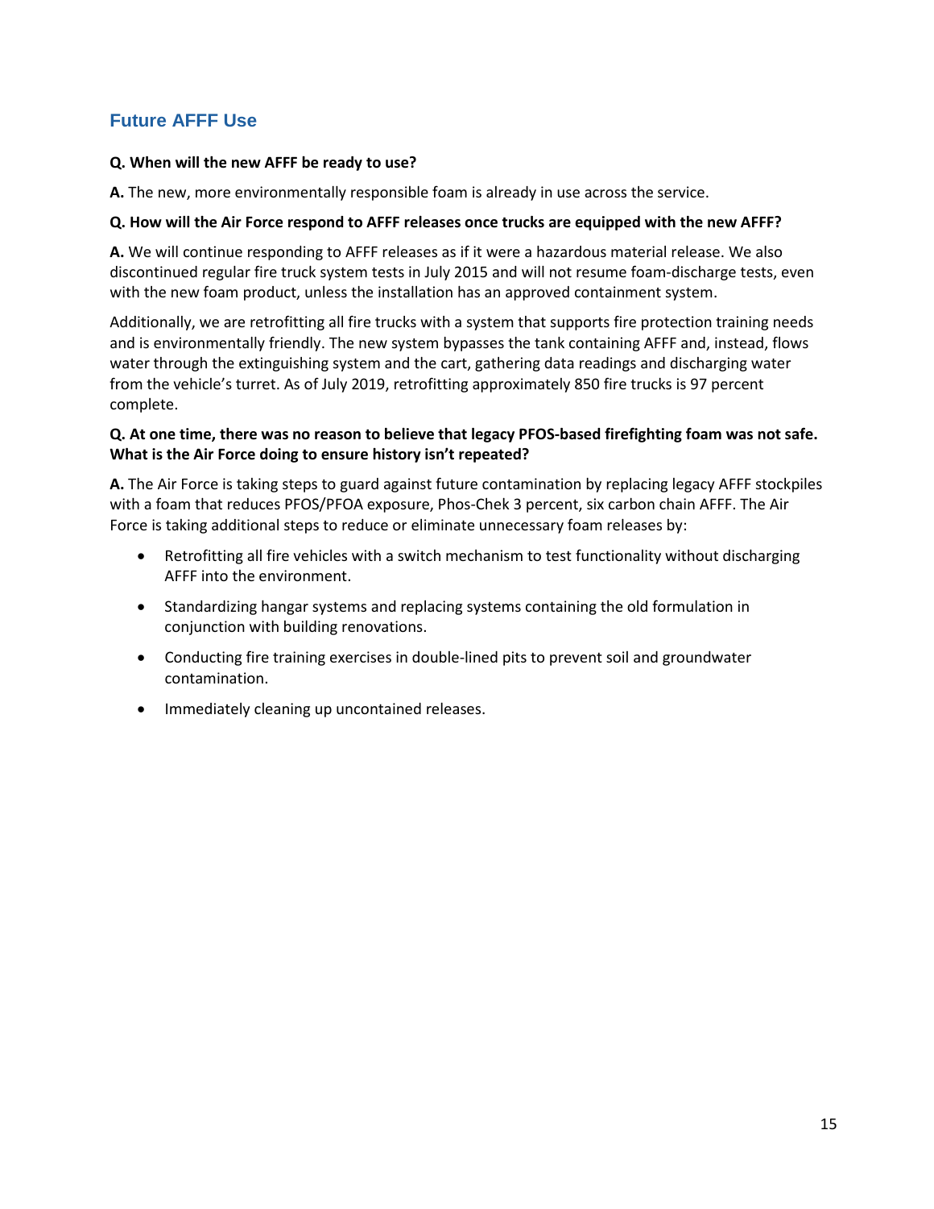## Future AFFF Use

**Q. When will the new AFFF be ready to use?**

**A.** The new, more environmentally responsible foam is already in use across the service.

**Q. How will the Air Force respond to AFFF releases once trucks are equipped with the new AFFF?**

**A.** We will continue responding to AFFF releases as if it were a hazardous material release. We also discontinued regular fire truck system tests in July 2015 and will not resume foam-discharge tests, even with the new foam product, unless the installation has an approved containment system.

Additionally, we are retrofitting all fire trucks with a system that supports fire protection training needs and is environmentally friendly. The new system bypasses the tank containing AFFF and, instead, flows water through the extinguishing system and the cart, gathering data readings and discharging water from the vehicle's turret. As of July 2019, retrofitting approximately 850 fire trucks is 97 percent complete.

**Q. At one time, there was no reason to believe that legacy PFOS-based firefighting foam was not safe. What is the Air Force doing to ensure history isn't repeated?**

**A.** The Air Force is taking steps to guard against future contamination by replacing legacy AFFF stockpiles with a foam that reduces PFOS/PFOA exposure, Phos-Chek 3 percent, six carbon chain AFFF. The Air Force is taking additional steps to reduce or eliminate unnecessary foam releases by:

- Retrofitting all fire vehicles with a switch mechanism to test functionality without discharging AFFF into the environment.
- Standardizing hangar systems and replacing systems containing the old formulation in conjunction with building renovations.
- Conducting fire training exercises in double-lined pits to prevent soil and groundwater contamination.
- Immediately cleaning up uncontained releases.